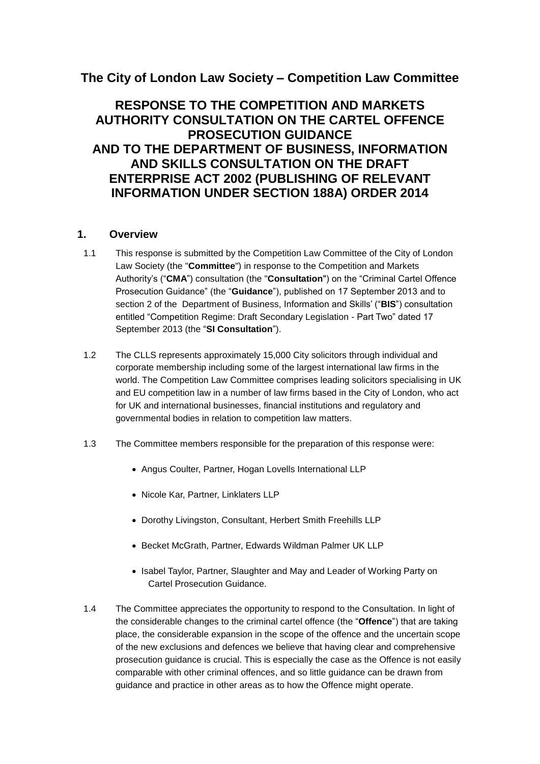# The City of London Law Society – Competition Law Committee

## RESPONSE TO THE COMPETITION AND MARKETS AUTHORITY CONSULTATION ON THE CARTEL OFFENCE PROSECUTION GUIDANCE AND TO THE DEPARTMENT OF BUSINESS, INFORMATION AND SKILLS CONSULTATION ON THE DRAFT ENTERPRISE ACT 2002 (PUBLISHING OF RELEVANT INFORMATION UNDER SECTION 188A) ORDER 2014

## 1. Overview

1.1 This response is submitted by the Competition Law Committee of the City of London Law Society (the "**Committee**") in response to the Competition and Markets Authority's ("**CMA**") consultation (the "**Consultation**") on the "Criminal Cartel Offence Prosecution Guidance" (the "**Guidance**"), published on 17 September 2013 and to section 2 of the Department of Business, Information and Skills' ("**BIS**") consultation entitled "Competition Regime: Draft Secondary Legislation - Part Two" dated 17 September 2013 (the "**SI Consultation**").

1.2 The CLLS represents approximately 15,000 City solicitors through individual and corporate membership including some of the largest international law firms in the world. The Competition Law Committee comprises leading solicitors specialising in UK and EU competition law in a number of law firms based in the City of London, who act for UK and international businesses, financial institutions and regulatory and governmental bodies in relation to competition law matters.

1.3 The Committee members responsible for the preparation of this response were:

- Angus Coulter, Partner, Hogan Lovells International LLP
- Nicole Kar, Partner, Linklaters LLP
- Dorothy Livingston, Consultant, Herbert Smith Freehills LLP
- Becket McGrath, Partner, Edwards Wildman Palmer UK LLP
- Isabel Taylor, Partner, Slaughter and May and Leader of Working Party on Cartel Prosecution Guidance.

1.4 The Committee appreciates the opportunity to respond to the Consultation. In light of the considerable changes to the criminal cartel offence (the "**Offence**") that are taking place, the considerable expansion in the scope of the offence and the uncertain scope of the new exclusions and defences we believe that having clear and comprehensive prosecution guidance is crucial. This is especially the case as the Offence is not easily comparable with other criminal offences, and so little guidance can be drawn from guidance and practice in other areas as to how the Offence might operate.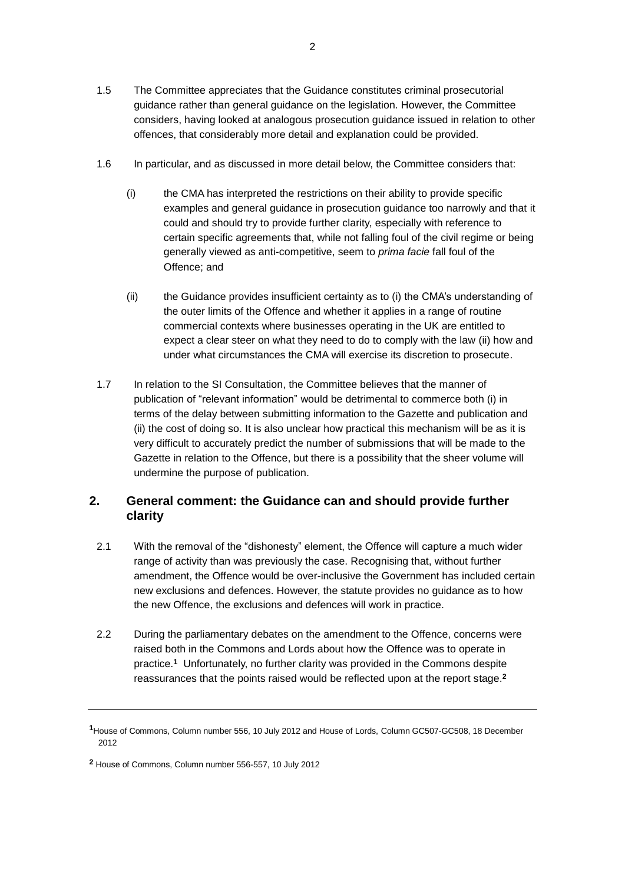1.5 The Committee appreciates that the Guidance constitutes criminal prosecutorial guidance rather than general guidance on the legislation. However, the Committee considers, having looked at analogous prosecution guidance issued in relation to other offences, that considerably more detail and explanation could be provided.

1.6 In particular, and as discussed in more detail below, the Committee considers that:

(i) the CMA has interpreted the restrictions on their ability to provide specific examples and general guidance in prosecution guidance too narrowly and that it could and should try to provide further clarity, especially with reference to certain specific agreements that, while not falling foul of the civil regime or being generally viewed as anti-competitive, seem to *prima facie* fall foul of the Offence; and

(ii) the Guidance provides insufficient certainty as to (i) the CMA's understanding of the outer limits of the Offence and whether it applies in a range of routine commercial contexts where businesses operating in the UK are entitled to expect a clear steer on what they need to do to comply with the law (ii) how and under what circumstances the CMA will exercise its discretion to prosecute.

1.7 In relation to the SI Consultation, the Committee believes that the manner of publication of "relevant information" would be detrimental to commerce both (i) in terms of the delay between submitting information to the Gazette and publication and (ii) the cost of doing so. It is also unclear how practical this mechanism will be as it is very difficult to accurately predict the number of submissions that will be made to the Gazette in relation to the Offence, but there is a possibility that the sheer volume will undermine the purpose of publication.

## 2. General comment: the Guidance can and should provide further clarity

2.1 With the removal of the "dishonesty" element, the Offence will capture a much wider range of activity than was previously the case. Recognising that, without further amendment, the Offence would be over-inclusive the Government has included certain new exclusions and defences. However, the statute provides no guidance as to how the new Offence, the exclusions and defences will work in practice.

2.2 During the parliamentary debates on the amendment to the Offence, concerns were raised both in the Commons and Lords about how the Offence was to operate in practice.[1] Unfortunately, no further clarity was provided in the Commons despite reassurances that the points raised would be reflected upon at the report stage.[2]

---

[1] House of Commons, Column number 556, 10 July 2012 and House of Lords, Column GC507-GC508, 18 December 2012

[2] House of Commons, Column number 556-557, 10 July 2012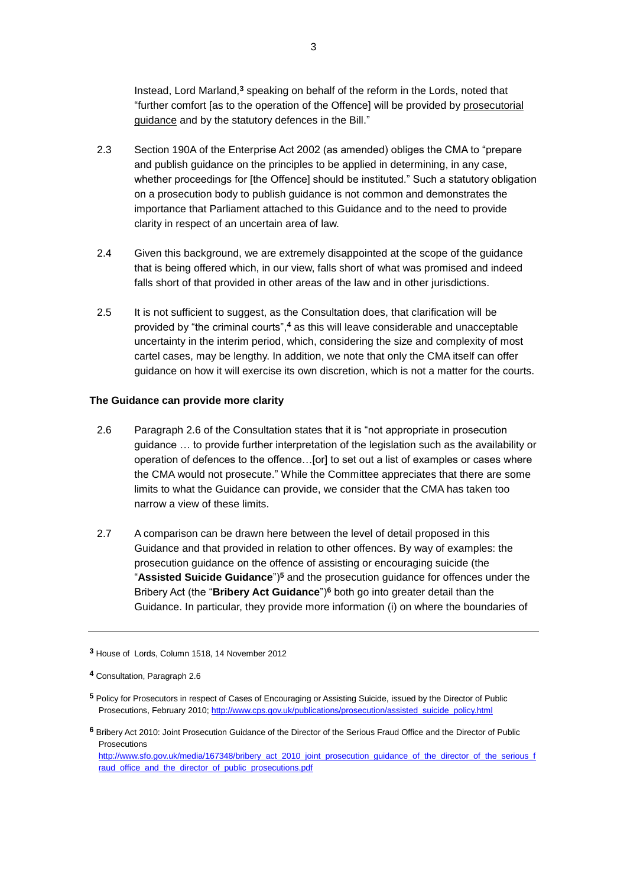Instead, Lord Marland,[3] speaking on behalf of the reform in the Lords, noted that "further comfort [as to the operation of the Offence] will be provided by prosecutorial guidance and by the statutory defences in the Bill."

2.3 Section 190A of the Enterprise Act 2002 (as amended) obliges the CMA to "prepare and publish guidance on the principles to be applied in determining, in any case, whether proceedings for [the Offence] should be instituted." Such a statutory obligation on a prosecution body to publish guidance is not common and demonstrates the importance that Parliament attached to this Guidance and to the need to provide clarity in respect of an uncertain area of law.

2.4 Given this background, we are extremely disappointed at the scope of the guidance that is being offered which, in our view, falls short of what was promised and indeed falls short of that provided in other areas of the law and in other jurisdictions.

2.5 It is not sufficient to suggest, as the Consultation does, that clarification will be provided by "the criminal courts",[4] as this will leave considerable and unacceptable uncertainty in the interim period, which, considering the size and complexity of most cartel cases, may be lengthy. In addition, we note that only the CMA itself can offer guidance on how it will exercise its own discretion, which is not a matter for the courts.

**The Guidance can provide more clarity**

2.6 Paragraph 2.6 of the Consultation states that it is "not appropriate in prosecution guidance … to provide further interpretation of the legislation such as the availability or operation of defences to the offence…[or] to set out a list of examples or cases where the CMA would not prosecute." While the Committee appreciates that there are some limits to what the Guidance can provide, we consider that the CMA has taken too narrow a view of these limits.

2.7 A comparison can be drawn here between the level of detail proposed in this Guidance and that provided in relation to other offences. By way of examples: the prosecution guidance on the offence of assisting or encouraging suicide (the "**Assisted Suicide Guidance**")[5] and the prosecution guidance for offences under the Bribery Act (the "**Bribery Act Guidance**")[6] both go into greater detail than the Guidance. In particular, they provide more information (i) on where the boundaries of

---

[3] House of Lords, Column 1518, 14 November 2012

[4] Consultation, Paragraph 2.6

[5] Policy for Prosecutors in respect of Cases of Encouraging or Assisting Suicide, issued by the Director of Public Prosecutions, February 2010; http://www.cps.gov.uk/publications/prosecution/assisted_suicide_policy.html

[6] Bribery Act 2010: Joint Prosecution Guidance of the Director of the Serious Fraud Office and the Director of Public Prosecutions http://www.sfo.gov.uk/media/167348/bribery_act_2010_joint_prosecution_guidance_of_the_director_of_the_serious_fraud_office_and_the_director_of_public_prosecutions.pdf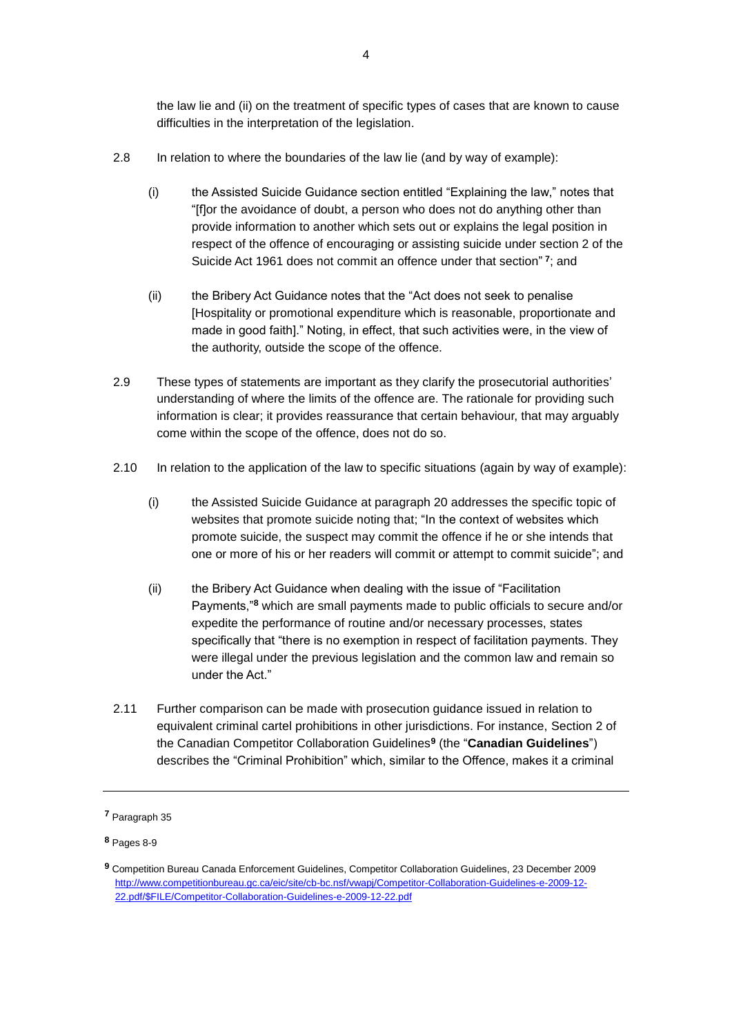the law lie and (ii) on the treatment of specific types of cases that are known to cause difficulties in the interpretation of the legislation.

2.8 In relation to where the boundaries of the law lie (and by way of example):

(i) the Assisted Suicide Guidance section entitled "Explaining the law," notes that "[f]or the avoidance of doubt, a person who does not do anything other than provide information to another which sets out or explains the legal position in respect of the offence of encouraging or assisting suicide under section 2 of the Suicide Act 1961 does not commit an offence under that section" [7]; and

(ii) the Bribery Act Guidance notes that the "Act does not seek to penalise [Hospitality or promotional expenditure which is reasonable, proportionate and made in good faith]." Noting, in effect, that such activities were, in the view of the authority, outside the scope of the offence.

2.9 These types of statements are important as they clarify the prosecutorial authorities' understanding of where the limits of the offence are. The rationale for providing such information is clear; it provides reassurance that certain behaviour, that may arguably come within the scope of the offence, does not do so.

2.10 In relation to the application of the law to specific situations (again by way of example):

(i) the Assisted Suicide Guidance at paragraph 20 addresses the specific topic of websites that promote suicide noting that; "In the context of websites which promote suicide, the suspect may commit the offence if he or she intends that one or more of his or her readers will commit or attempt to commit suicide"; and

(ii) the Bribery Act Guidance when dealing with the issue of "Facilitation Payments,"[8] which are small payments made to public officials to secure and/or expedite the performance of routine and/or necessary processes, states specifically that "there is no exemption in respect of facilitation payments. They were illegal under the previous legislation and the common law and remain so under the Act."

2.11 Further comparison can be made with prosecution guidance issued in relation to equivalent criminal cartel prohibitions in other jurisdictions. For instance, Section 2 of the Canadian Competitor Collaboration Guidelines[9] (the "**Canadian Guidelines**") describes the "Criminal Prohibition" which, similar to the Offence, makes it a criminal

---

[7] Paragraph 35

[8] Pages 8-9

[9] Competition Bureau Canada Enforcement Guidelines, Competitor Collaboration Guidelines, 23 December 2009 http://www.competitionbureau.gc.ca/eic/site/cb-bc.nsf/vwapj/Competitor-Collaboration-Guidelines-e-2009-12-22.pdf/$FILE/Competitor-Collaboration-Guidelines-e-2009-12-22.pdf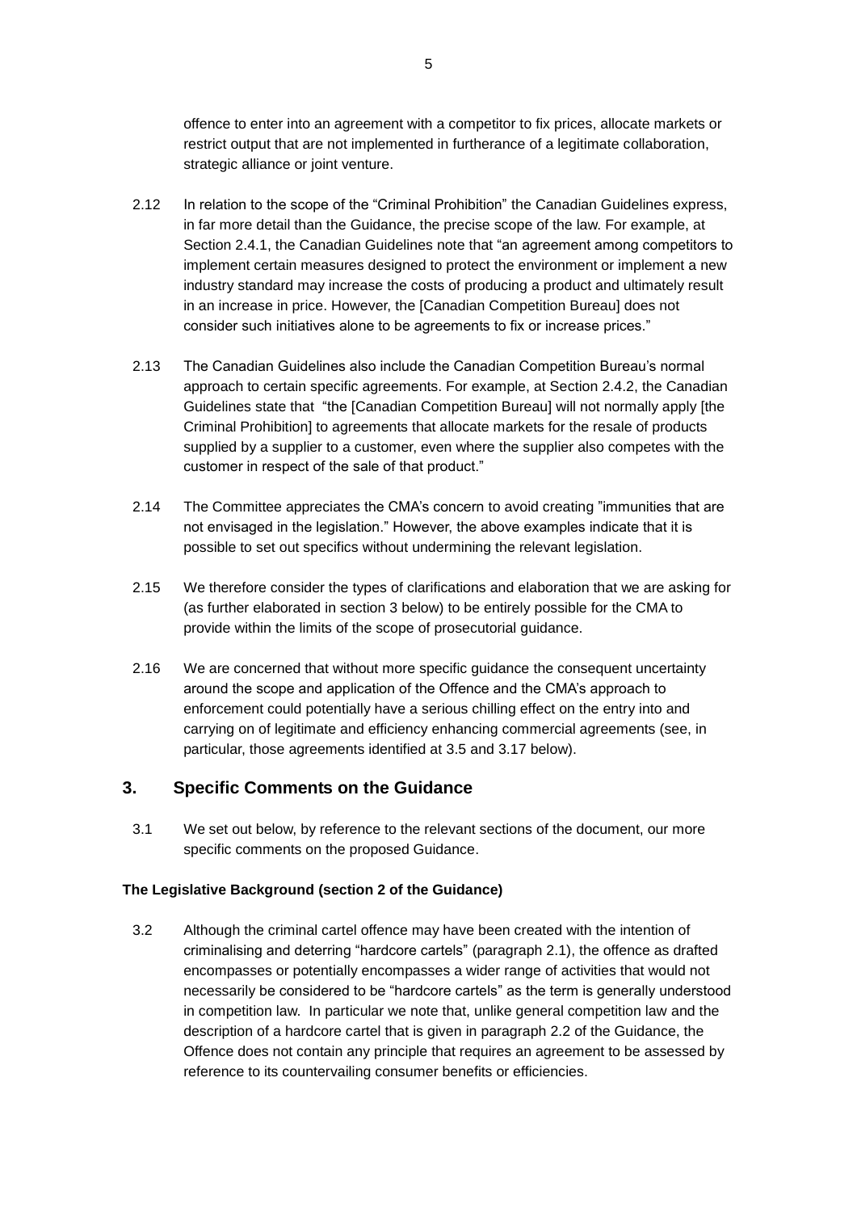offence to enter into an agreement with a competitor to fix prices, allocate markets or restrict output that are not implemented in furtherance of a legitimate collaboration, strategic alliance or joint venture.

2.12 In relation to the scope of the "Criminal Prohibition" the Canadian Guidelines express, in far more detail than the Guidance, the precise scope of the law. For example, at Section 2.4.1, the Canadian Guidelines note that "an agreement among competitors to implement certain measures designed to protect the environment or implement a new industry standard may increase the costs of producing a product and ultimately result in an increase in price. However, the [Canadian Competition Bureau] does not consider such initiatives alone to be agreements to fix or increase prices."

2.13 The Canadian Guidelines also include the Canadian Competition Bureau's normal approach to certain specific agreements. For example, at Section 2.4.2, the Canadian Guidelines state that "the [Canadian Competition Bureau] will not normally apply [the Criminal Prohibition] to agreements that allocate markets for the resale of products supplied by a supplier to a customer, even where the supplier also competes with the customer in respect of the sale of that product."

2.14 The Committee appreciates the CMA's concern to avoid creating "immunities that are not envisaged in the legislation." However, the above examples indicate that it is possible to set out specifics without undermining the relevant legislation.

2.15 We therefore consider the types of clarifications and elaboration that we are asking for (as further elaborated in section 3 below) to be entirely possible for the CMA to provide within the limits of the scope of prosecutorial guidance.

2.16 We are concerned that without more specific guidance the consequent uncertainty around the scope and application of the Offence and the CMA's approach to enforcement could potentially have a serious chilling effect on the entry into and carrying on of legitimate and efficiency enhancing commercial agreements (see, in particular, those agreements identified at 3.5 and 3.17 below).

## 3. Specific Comments on the Guidance

3.1 We set out below, by reference to the relevant sections of the document, our more specific comments on the proposed Guidance.

**The Legislative Background (section 2 of the Guidance)**

3.2 Although the criminal cartel offence may have been created with the intention of criminalising and deterring "hardcore cartels" (paragraph 2.1), the offence as drafted encompasses or potentially encompasses a wider range of activities that would not necessarily be considered to be "hardcore cartels" as the term is generally understood in competition law. In particular we note that, unlike general competition law and the description of a hardcore cartel that is given in paragraph 2.2 of the Guidance, the Offence does not contain any principle that requires an agreement to be assessed by reference to its countervailing consumer benefits or efficiencies.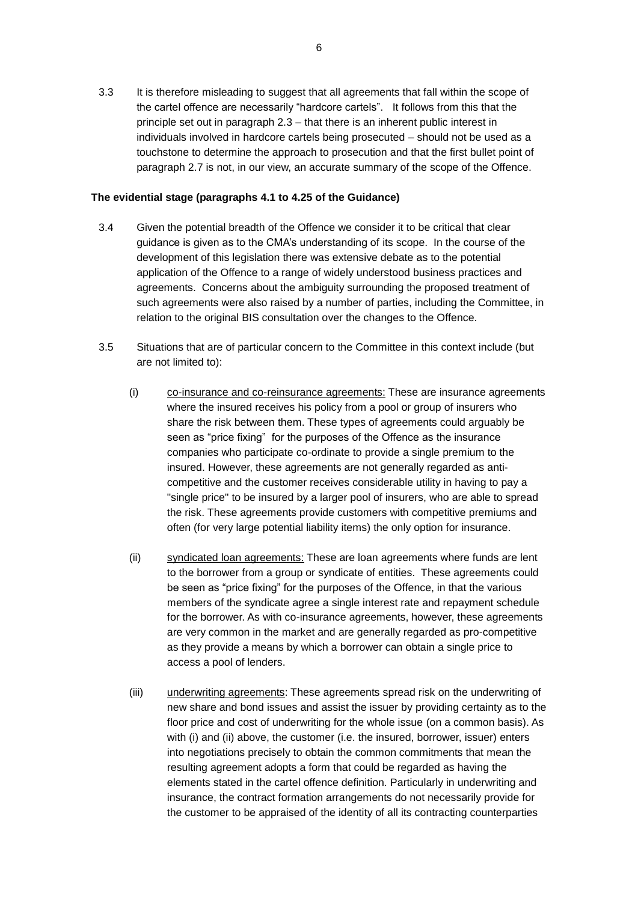3.3 It is therefore misleading to suggest that all agreements that fall within the scope of the cartel offence are necessarily "hardcore cartels". It follows from this that the principle set out in paragraph 2.3 – that there is an inherent public interest in individuals involved in hardcore cartels being prosecuted – should not be used as a touchstone to determine the approach to prosecution and that the first bullet point of paragraph 2.7 is not, in our view, an accurate summary of the scope of the Offence.

**The evidential stage (paragraphs 4.1 to 4.25 of the Guidance)**

3.4 Given the potential breadth of the Offence we consider it to be critical that clear guidance is given as to the CMA's understanding of its scope. In the course of the development of this legislation there was extensive debate as to the potential application of the Offence to a range of widely understood business practices and agreements. Concerns about the ambiguity surrounding the proposed treatment of such agreements were also raised by a number of parties, including the Committee, in relation to the original BIS consultation over the changes to the Offence.

3.5 Situations that are of particular concern to the Committee in this context include (but are not limited to):

(i) co-insurance and co-reinsurance agreements: These are insurance agreements where the insured receives his policy from a pool or group of insurers who share the risk between them. These types of agreements could arguably be seen as "price fixing" for the purposes of the Offence as the insurance companies who participate co-ordinate to provide a single premium to the insured. However, these agreements are not generally regarded as anti-competitive and the customer receives considerable utility in having to pay a "single price" to be insured by a larger pool of insurers, who are able to spread the risk. These agreements provide customers with competitive premiums and often (for very large potential liability items) the only option for insurance.

(ii) syndicated loan agreements: These are loan agreements where funds are lent to the borrower from a group or syndicate of entities. These agreements could be seen as "price fixing" for the purposes of the Offence, in that the various members of the syndicate agree a single interest rate and repayment schedule for the borrower. As with co-insurance agreements, however, these agreements are very common in the market and are generally regarded as pro-competitive as they provide a means by which a borrower can obtain a single price to access a pool of lenders.

(iii) underwriting agreements: These agreements spread risk on the underwriting of new share and bond issues and assist the issuer by providing certainty as to the floor price and cost of underwriting for the whole issue (on a common basis). As with (i) and (ii) above, the customer (i.e. the insured, borrower, issuer) enters into negotiations precisely to obtain the common commitments that mean the resulting agreement adopts a form that could be regarded as having the elements stated in the cartel offence definition. Particularly in underwriting and insurance, the contract formation arrangements do not necessarily provide for the customer to be appraised of the identity of all its contracting counterparties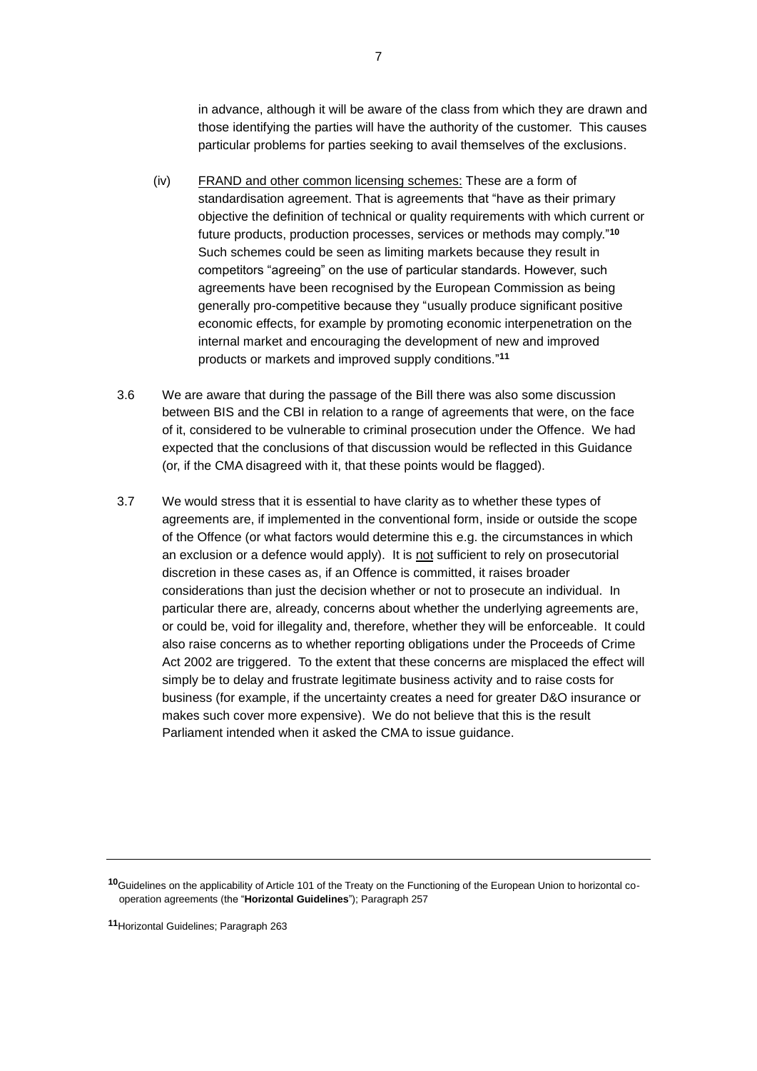in advance, although it will be aware of the class from which they are drawn and those identifying the parties will have the authority of the customer. This causes particular problems for parties seeking to avail themselves of the exclusions.

(iv) FRAND and other common licensing schemes: These are a form of standardisation agreement. That is agreements that "have as their primary objective the definition of technical or quality requirements with which current or future products, production processes, services or methods may comply."[10] Such schemes could be seen as limiting markets because they result in competitors "agreeing" on the use of particular standards. However, such agreements have been recognised by the European Commission as being generally pro-competitive because they "usually produce significant positive economic effects, for example by promoting economic interpenetration on the internal market and encouraging the development of new and improved products or markets and improved supply conditions."[11]

3.6 We are aware that during the passage of the Bill there was also some discussion between BIS and the CBI in relation to a range of agreements that were, on the face of it, considered to be vulnerable to criminal prosecution under the Offence. We had expected that the conclusions of that discussion would be reflected in this Guidance (or, if the CMA disagreed with it, that these points would be flagged).

3.7 We would stress that it is essential to have clarity as to whether these types of agreements are, if implemented in the conventional form, inside or outside the scope of the Offence (or what factors would determine this e.g. the circumstances in which an exclusion or a defence would apply). It is not sufficient to rely on prosecutorial discretion in these cases as, if an Offence is committed, it raises broader considerations than just the decision whether or not to prosecute an individual. In particular there are, already, concerns about whether the underlying agreements are, or could be, void for illegality and, therefore, whether they will be enforceable. It could also raise concerns as to whether reporting obligations under the Proceeds of Crime Act 2002 are triggered. To the extent that these concerns are misplaced the effect will simply be to delay and frustrate legitimate business activity and to raise costs for business (for example, if the uncertainty creates a need for greater D&O insurance or makes such cover more expensive). We do not believe that this is the result Parliament intended when it asked the CMA to issue guidance.

---

[10] Guidelines on the applicability of Article 101 of the Treaty on the Functioning of the European Union to horizontal co-operation agreements (the "**Horizontal Guidelines**"); Paragraph 257

[11] Horizontal Guidelines; Paragraph 263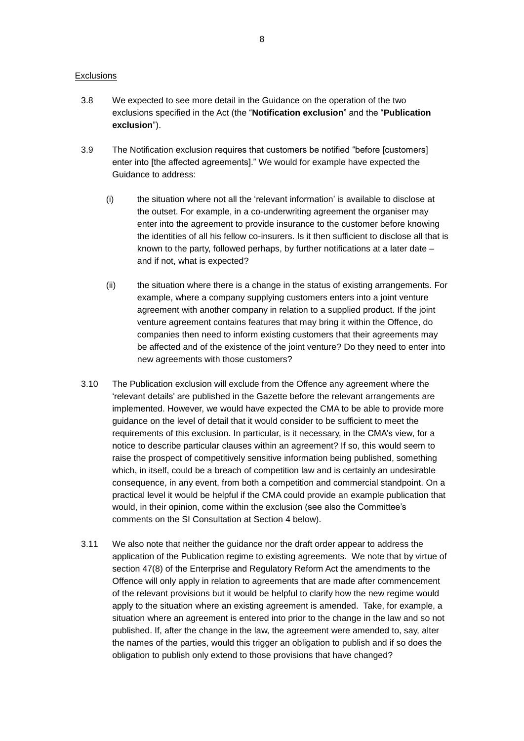<u>Exclusions</u>

3.8 We expected to see more detail in the Guidance on the operation of the two exclusions specified in the Act (the "**Notification exclusion**" and the "**Publication exclusion**").

3.9 The Notification exclusion requires that customers be notified "before [customers] enter into [the affected agreements]." We would for example have expected the Guidance to address:

(i) the situation where not all the 'relevant information' is available to disclose at the outset. For example, in a co-underwriting agreement the organiser may enter into the agreement to provide insurance to the customer before knowing the identities of all his fellow co-insurers. Is it then sufficient to disclose all that is known to the party, followed perhaps, by further notifications at a later date – and if not, what is expected?

(ii) the situation where there is a change in the status of existing arrangements. For example, where a company supplying customers enters into a joint venture agreement with another company in relation to a supplied product. If the joint venture agreement contains features that may bring it within the Offence, do companies then need to inform existing customers that their agreements may be affected and of the existence of the joint venture? Do they need to enter into new agreements with those customers?

3.10 The Publication exclusion will exclude from the Offence any agreement where the 'relevant details' are published in the Gazette before the relevant arrangements are implemented. However, we would have expected the CMA to be able to provide more guidance on the level of detail that it would consider to be sufficient to meet the requirements of this exclusion. In particular, is it necessary, in the CMA's view, for a notice to describe particular clauses within an agreement? If so, this would seem to raise the prospect of competitively sensitive information being published, something which, in itself, could be a breach of competition law and is certainly an undesirable consequence, in any event, from both a competition and commercial standpoint. On a practical level it would be helpful if the CMA could provide an example publication that would, in their opinion, come within the exclusion (see also the Committee's comments on the SI Consultation at Section 4 below).

3.11 We also note that neither the guidance nor the draft order appear to address the application of the Publication regime to existing agreements. We note that by virtue of section 47(8) of the Enterprise and Regulatory Reform Act the amendments to the Offence will only apply in relation to agreements that are made after commencement of the relevant provisions but it would be helpful to clarify how the new regime would apply to the situation where an existing agreement is amended. Take, for example, a situation where an agreement is entered into prior to the change in the law and so not published. If, after the change in the law, the agreement were amended to, say, alter the names of the parties, would this trigger an obligation to publish and if so does the obligation to publish only extend to those provisions that have changed?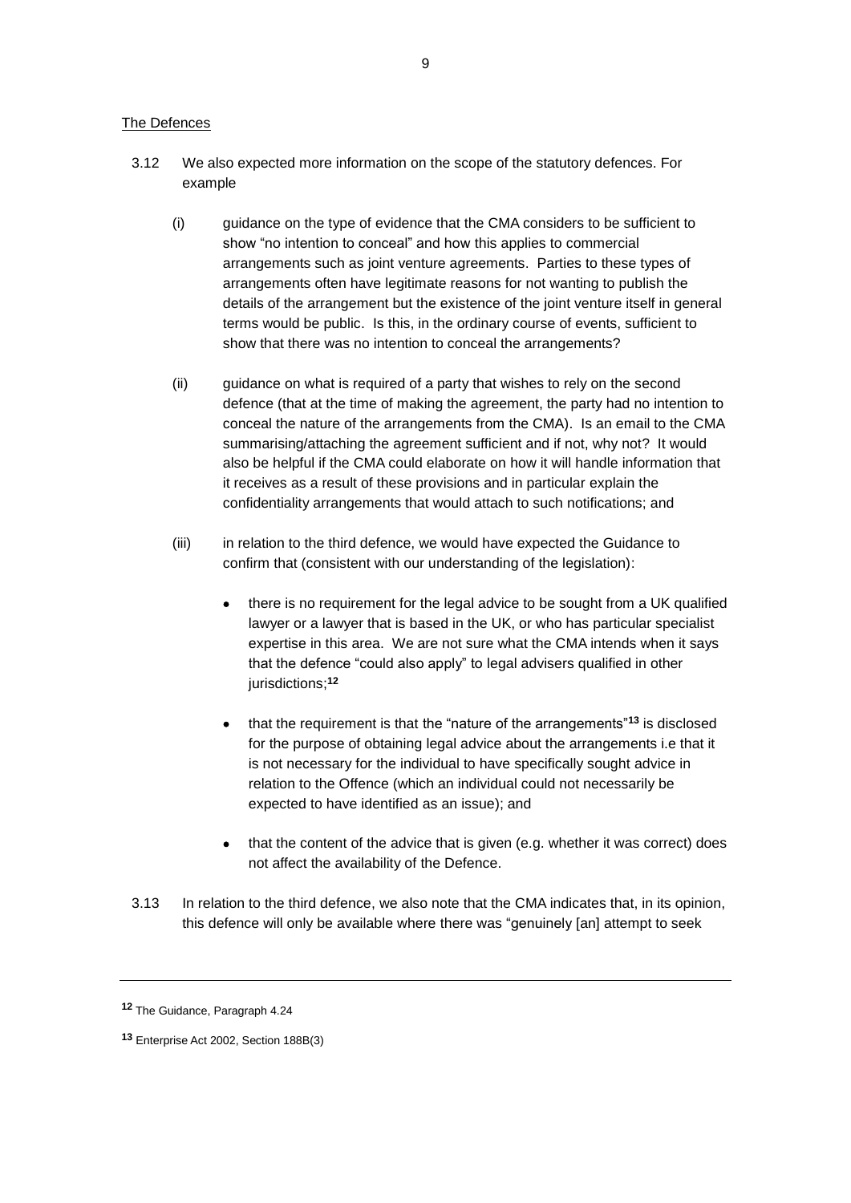The Defences

3.12 We also expected more information on the scope of the statutory defences. For example

(i) guidance on the type of evidence that the CMA considers to be sufficient to show "no intention to conceal" and how this applies to commercial arrangements such as joint venture agreements. Parties to these types of arrangements often have legitimate reasons for not wanting to publish the details of the arrangement but the existence of the joint venture itself in general terms would be public. Is this, in the ordinary course of events, sufficient to show that there was no intention to conceal the arrangements?

(ii) guidance on what is required of a party that wishes to rely on the second defence (that at the time of making the agreement, the party had no intention to conceal the nature of the arrangements from the CMA). Is an email to the CMA summarising/attaching the agreement sufficient and if not, why not? It would also be helpful if the CMA could elaborate on how it will handle information that it receives as a result of these provisions and in particular explain the confidentiality arrangements that would attach to such notifications; and

(iii) in relation to the third defence, we would have expected the Guidance to confirm that (consistent with our understanding of the legislation):

- there is no requirement for the legal advice to be sought from a UK qualified lawyer or a lawyer that is based in the UK, or who has particular specialist expertise in this area. We are not sure what the CMA intends when it says that the defence "could also apply" to legal advisers qualified in other jurisdictions;[12]
- that the requirement is that the "nature of the arrangements"[13] is disclosed for the purpose of obtaining legal advice about the arrangements i.e that it is not necessary for the individual to have specifically sought advice in relation to the Offence (which an individual could not necessarily be expected to have identified as an issue); and
- that the content of the advice that is given (e.g. whether it was correct) does not affect the availability of the Defence.

3.13 In relation to the third defence, we also note that the CMA indicates that, in its opinion, this defence will only be available where there was "genuinely [an] attempt to seek

---

[12] The Guidance, Paragraph 4.24

[13] Enterprise Act 2002, Section 188B(3)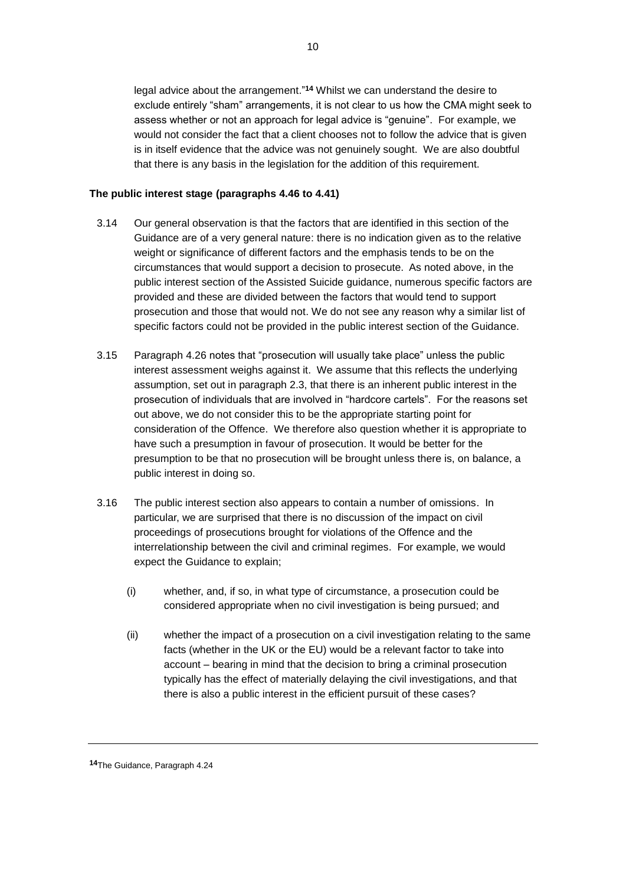legal advice about the arrangement."[14] Whilst we can understand the desire to exclude entirely "sham" arrangements, it is not clear to us how the CMA might seek to assess whether or not an approach for legal advice is "genuine". For example, we would not consider the fact that a client chooses not to follow the advice that is given is in itself evidence that the advice was not genuinely sought. We are also doubtful that there is any basis in the legislation for the addition of this requirement.

**The public interest stage (paragraphs 4.46 to 4.41)**

3.14 Our general observation is that the factors that are identified in this section of the Guidance are of a very general nature: there is no indication given as to the relative weight or significance of different factors and the emphasis tends to be on the circumstances that would support a decision to prosecute. As noted above, in the public interest section of the Assisted Suicide guidance, numerous specific factors are provided and these are divided between the factors that would tend to support prosecution and those that would not. We do not see any reason why a similar list of specific factors could not be provided in the public interest section of the Guidance.

3.15 Paragraph 4.26 notes that "prosecution will usually take place" unless the public interest assessment weighs against it. We assume that this reflects the underlying assumption, set out in paragraph 2.3, that there is an inherent public interest in the prosecution of individuals that are involved in "hardcore cartels". For the reasons set out above, we do not consider this to be the appropriate starting point for consideration of the Offence. We therefore also question whether it is appropriate to have such a presumption in favour of prosecution. It would be better for the presumption to be that no prosecution will be brought unless there is, on balance, a public interest in doing so.

3.16 The public interest section also appears to contain a number of omissions. In particular, we are surprised that there is no discussion of the impact on civil proceedings of prosecutions brought for violations of the Offence and the interrelationship between the civil and criminal regimes. For example, we would expect the Guidance to explain;

(i) whether, and, if so, in what type of circumstance, a prosecution could be considered appropriate when no civil investigation is being pursued; and

(ii) whether the impact of a prosecution on a civil investigation relating to the same facts (whether in the UK or the EU) would be a relevant factor to take into account – bearing in mind that the decision to bring a criminal prosecution typically has the effect of materially delaying the civil investigations, and that there is also a public interest in the efficient pursuit of these cases?

---

[14] The Guidance, Paragraph 4.24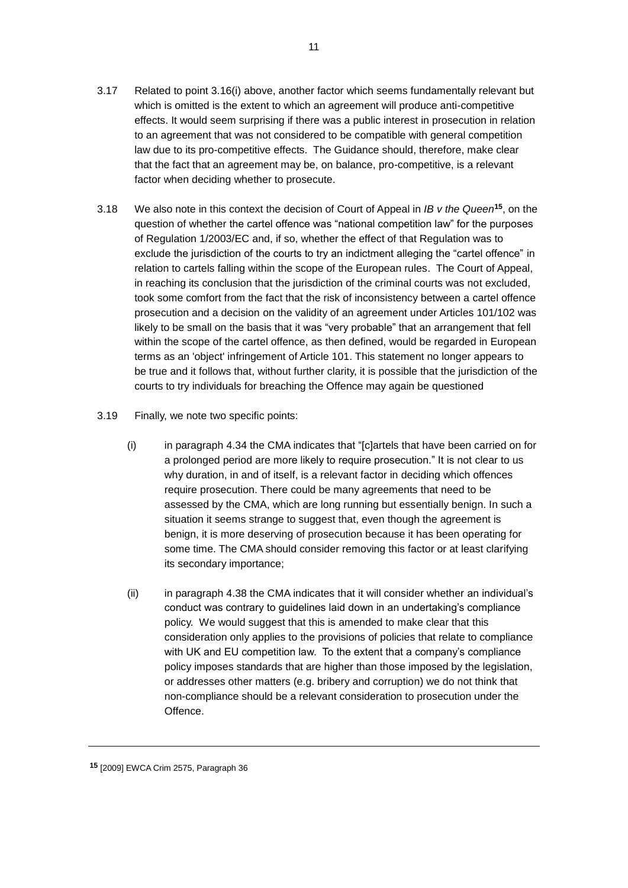3.17 Related to point 3.16(i) above, another factor which seems fundamentally relevant but which is omitted is the extent to which an agreement will produce anti-competitive effects. It would seem surprising if there was a public interest in prosecution in relation to an agreement that was not considered to be compatible with general competition law due to its pro-competitive effects. The Guidance should, therefore, make clear that the fact that an agreement may be, on balance, pro-competitive, is a relevant factor when deciding whether to prosecute.

3.18 We also note in this context the decision of Court of Appeal in *IB v the Queen*[15], on the question of whether the cartel offence was "national competition law" for the purposes of Regulation 1/2003/EC and, if so, whether the effect of that Regulation was to exclude the jurisdiction of the courts to try an indictment alleging the "cartel offence" in relation to cartels falling within the scope of the European rules. The Court of Appeal, in reaching its conclusion that the jurisdiction of the criminal courts was not excluded, took some comfort from the fact that the risk of inconsistency between a cartel offence prosecution and a decision on the validity of an agreement under Articles 101/102 was likely to be small on the basis that it was "very probable" that an arrangement that fell within the scope of the cartel offence, as then defined, would be regarded in European terms as an 'object' infringement of Article 101. This statement no longer appears to be true and it follows that, without further clarity, it is possible that the jurisdiction of the courts to try individuals for breaching the Offence may again be questioned

3.19 Finally, we note two specific points:

(i) in paragraph 4.34 the CMA indicates that "[c]artels that have been carried on for a prolonged period are more likely to require prosecution." It is not clear to us why duration, in and of itself, is a relevant factor in deciding which offences require prosecution. There could be many agreements that need to be assessed by the CMA, which are long running but essentially benign. In such a situation it seems strange to suggest that, even though the agreement is benign, it is more deserving of prosecution because it has been operating for some time. The CMA should consider removing this factor or at least clarifying its secondary importance;

(ii) in paragraph 4.38 the CMA indicates that it will consider whether an individual's conduct was contrary to guidelines laid down in an undertaking's compliance policy. We would suggest that this is amended to make clear that this consideration only applies to the provisions of policies that relate to compliance with UK and EU competition law. To the extent that a company's compliance policy imposes standards that are higher than those imposed by the legislation, or addresses other matters (e.g. bribery and corruption) we do not think that non-compliance should be a relevant consideration to prosecution under the Offence.

---

[15] [2009] EWCA Crim 2575, Paragraph 36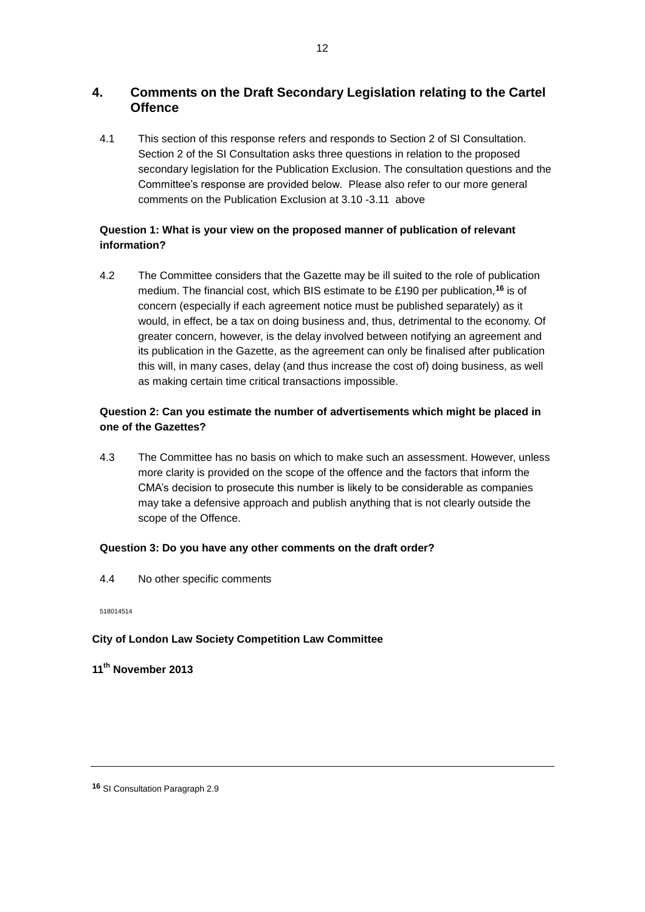## 4. Comments on the Draft Secondary Legislation relating to the Cartel Offence

4.1 This section of this response refers and responds to Section 2 of SI Consultation. Section 2 of the SI Consultation asks three questions in relation to the proposed secondary legislation for the Publication Exclusion. The consultation questions and the Committee's response are provided below. Please also refer to our more general comments on the Publication Exclusion at 3.10 -3.11 above

**Question 1: What is your view on the proposed manner of publication of relevant information?**

4.2 The Committee considers that the Gazette may be ill suited to the role of publication medium. The financial cost, which BIS estimate to be £190 per publication,[16] is of concern (especially if each agreement notice must be published separately) as it would, in effect, be a tax on doing business and, thus, detrimental to the economy. Of greater concern, however, is the delay involved between notifying an agreement and its publication in the Gazette, as the agreement can only be finalised after publication this will, in many cases, delay (and thus increase the cost of) doing business, as well as making certain time critical transactions impossible.

**Question 2: Can you estimate the number of advertisements which might be placed in one of the Gazettes?**

4.3 The Committee has no basis on which to make such an assessment. However, unless more clarity is provided on the scope of the offence and the factors that inform the CMA's decision to prosecute this number is likely to be considerable as companies may take a defensive approach and publish anything that is not clearly outside the scope of the Offence.

**Question 3: Do you have any other comments on the draft order?**

4.4 No other specific comments

518014514

**City of London Law Society Competition Law Committee**

**11th November 2013**

---

[16] SI Consultation Paragraph 2.9